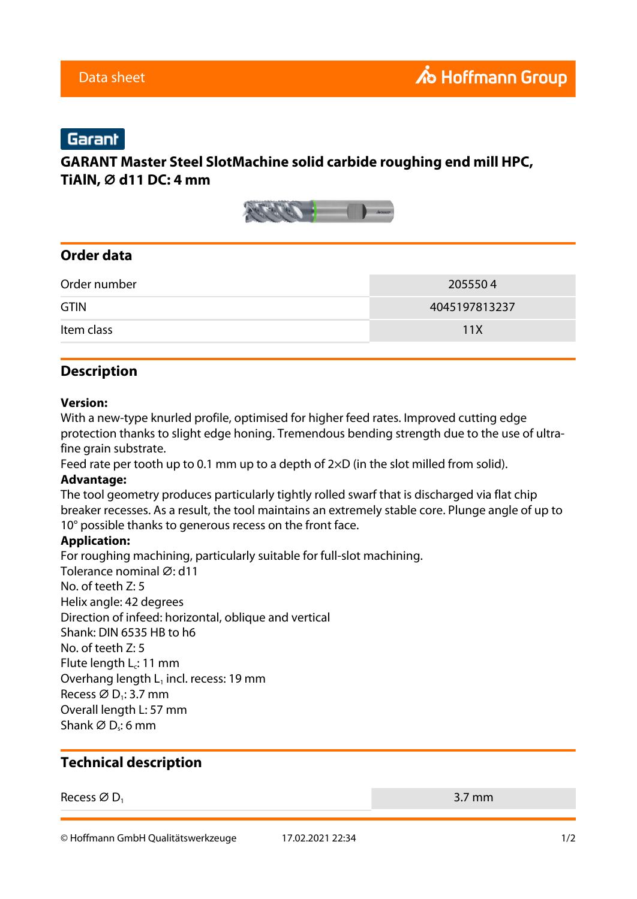Data sheet

Hoffmann Group

Garant

# GARANT Master Steel SlotMachine solid carbide roughing end mill HPC, TiAlN, Ø d11 DC: 4 mm

## Order data

| | |
|---|---|
| Order number | 205550 4 |
| GTIN | 4045197813237 |
| Item class | 11X |

## Description

**Version:**
With a new-type knurled profile, optimised for higher feed rates. Improved cutting edge protection thanks to slight edge honing. Tremendous bending strength due to the use of ultra-fine grain substrate.
Feed rate per tooth up to 0.1 mm up to a depth of 2×D (in the slot milled from solid).
**Advantage:**
The tool geometry produces particularly tightly rolled swarf that is discharged via flat chip breaker recesses. As a result, the tool maintains an extremely stable core. Plunge angle of up to 10° possible thanks to generous recess on the front face.
**Application:**
For roughing machining, particularly suitable for full-slot machining.
Tolerance nominal Ø: d11
No. of teeth Z: 5
Helix angle: 42 degrees
Direction of infeed: horizontal, oblique and vertical
Shank: DIN 6535 HB to h6
No. of teeth Z: 5
Flute length $L_c$: 11 mm
Overhang length $L_1$ incl. recess: 19 mm
Recess Ø $D_1$: 3.7 mm
Overall length L: 57 mm
Shank Ø $D_s$: 6 mm

## Technical description

| | |
|---|---|
| Recess Ø $D_1$ | 3.7 mm |

© Hoffmann GmbH Qualitätswerkzeuge 17.02.2021 22:34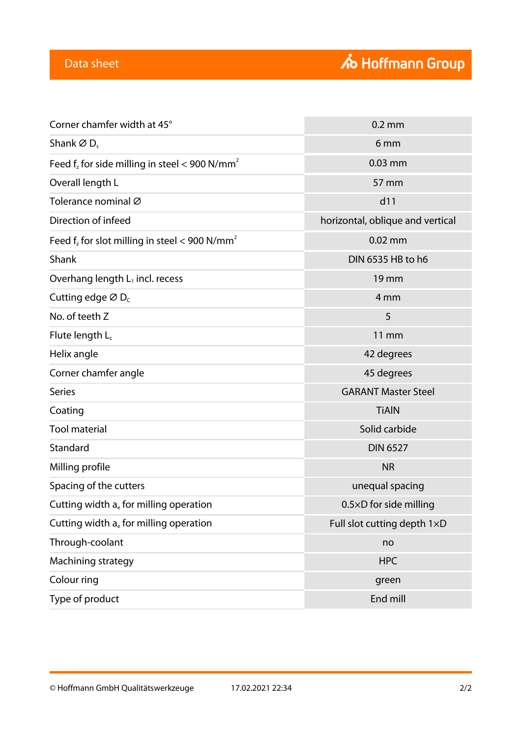| | |
|---|---|
| Corner chamfer width at 45° | 0.2 mm |
| Shank ∅ $D_s$ | 6 mm |
| Feed $f_z$ for side milling in steel < 900 N/mm$^2$ | 0.03 mm |
| Overall length L | 57 mm |
| Tolerance nominal ∅ | d11 |
| Direction of infeed | horizontal, oblique and vertical |
| Feed $f_z$ for slot milling in steel < 900 N/mm$^2$ | 0.02 mm |
| Shank | DIN 6535 HB to h6 |
| Overhang length $L_1$ incl. recess | 19 mm |
| Cutting edge ∅ $D_c$ | 4 mm |
| No. of teeth Z | 5 |
| Flute length $L_c$ | 11 mm |
| Helix angle | 42 degrees |
| Corner chamfer angle | 45 degrees |
| Series | GARANT Master Steel |
| Coating | TiAlN |
| Tool material | Solid carbide |
| Standard | DIN 6527 |
| Milling profile | NR |
| Spacing of the cutters | unequal spacing |
| Cutting width $a_e$ for milling operation | 0.5×D for side milling |
| Cutting width $a_e$ for milling operation | Full slot cutting depth 1×D |
| Through-coolant | no |
| Machining strategy | HPC |
| Colour ring | green |
| Type of product | End mill |